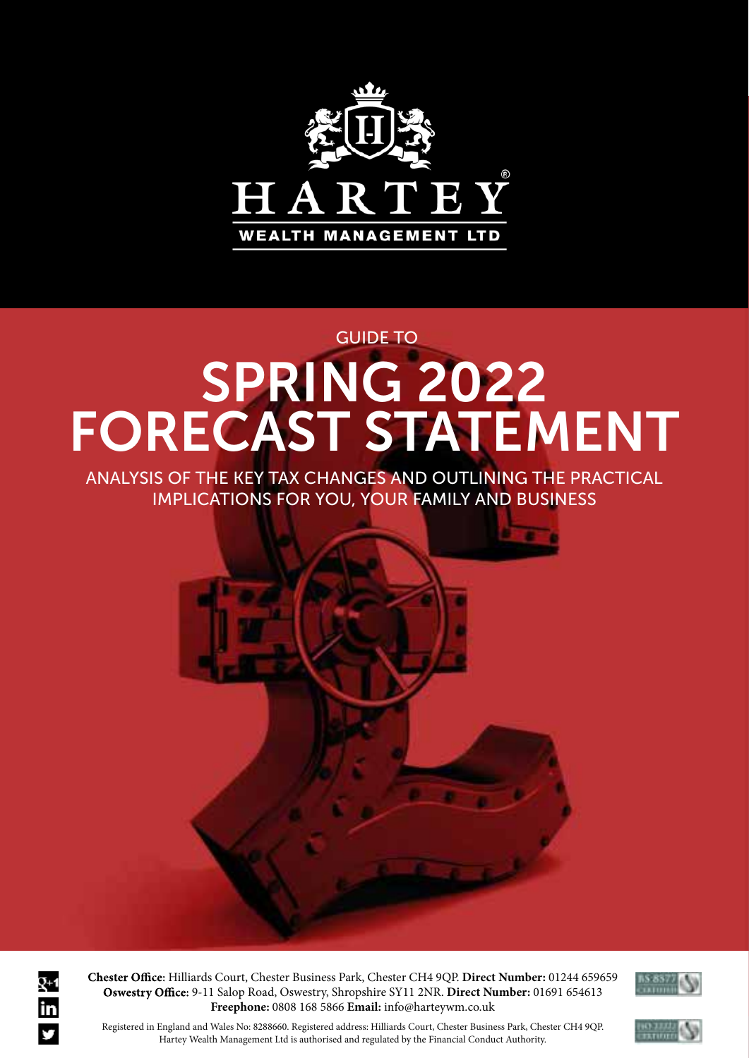HARTEY®

WEALTH MANAGEMENT LTD

GUIDE TO

# SPRING 2022 FORECAST STATEMENT

ANALYSIS OF THE KEY TAX CHANGES AND OUTLINING THE PRACTICAL IMPLICATIONS FOR YOU, YOUR FAMILY AND BUSINESS

**Chester Office**: Hilliards Court, Chester Business Park, Chester CH4 9QP. **Direct Number:** 01244 659659
**Oswestry Office:** 9-11 Salop Road, Oswestry, Shropshire SY11 2NR. **Direct Number:** 01691 654613
**Freephone:** 0808 168 5866 **Email:** info@harteywm.co.uk

Registered in England and Wales No: 8288660. Registered address: Hilliards Court, Chester Business Park, Chester CH4 9QP.
Hartey Wealth Management Ltd is authorised and regulated by the Financial Conduct Authority.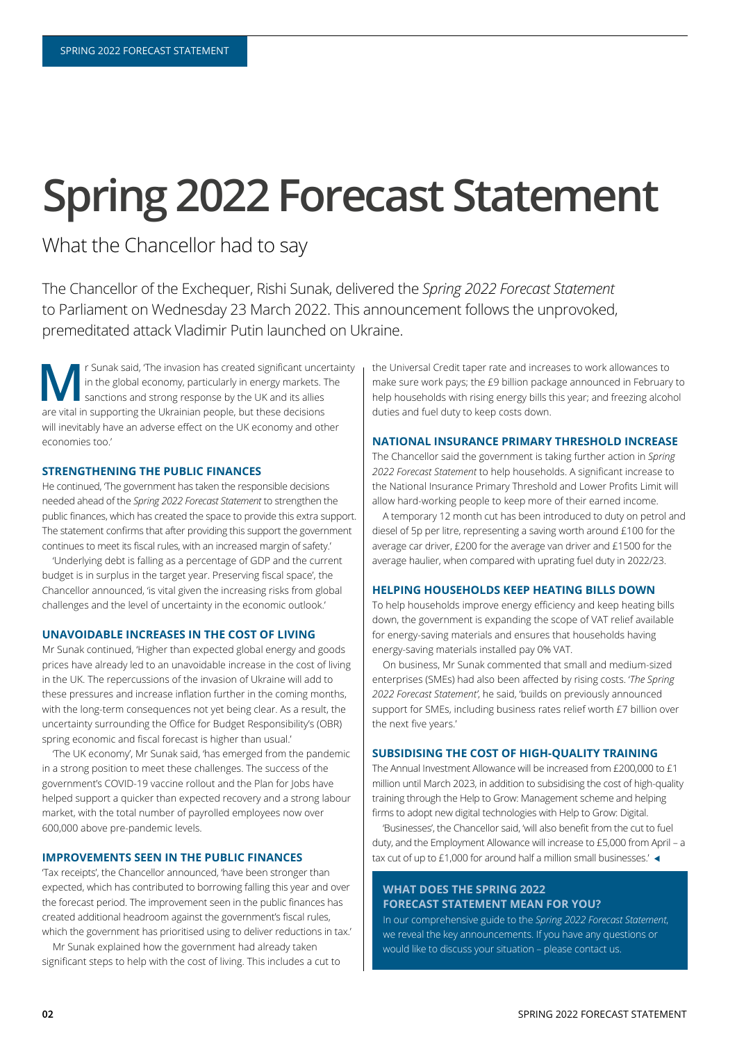# Spring 2022 Forecast Statement

## What the Chancellor had to say

The Chancellor of the Exchequer, Rishi Sunak, delivered the *Spring 2022 Forecast Statement* to Parliament on Wednesday 23 March 2022. This announcement follows the unprovoked, premeditated attack Vladimir Putin launched on Ukraine.

Mr Sunak said, 'The invasion has created significant uncertainty in the global economy, particularly in energy markets. The sanctions and strong response by the UK and its allies are vital in supporting the Ukrainian people, but these decisions will inevitably have an adverse effect on the UK economy and other economies too.'

### STRENGTHENING THE PUBLIC FINANCES

He continued, 'The government has taken the responsible decisions needed ahead of the *Spring 2022 Forecast Statement* to strengthen the public finances, which has created the space to provide this extra support. The statement confirms that after providing this support the government continues to meet its fiscal rules, with an increased margin of safety.'

'Underlying debt is falling as a percentage of GDP and the current budget is in surplus in the target year. Preserving fiscal space', the Chancellor announced, 'is vital given the increasing risks from global challenges and the level of uncertainty in the economic outlook.'

### UNAVOIDABLE INCREASES IN THE COST OF LIVING

Mr Sunak continued, 'Higher than expected global energy and goods prices have already led to an unavoidable increase in the cost of living in the UK. The repercussions of the invasion of Ukraine will add to these pressures and increase inflation further in the coming months, with the long-term consequences not yet being clear. As a result, the uncertainty surrounding the Office for Budget Responsibility's (OBR) spring economic and fiscal forecast is higher than usual.'

'The UK economy', Mr Sunak said, 'has emerged from the pandemic in a strong position to meet these challenges. The success of the government's COVID-19 vaccine rollout and the Plan for Jobs have helped support a quicker than expected recovery and a strong labour market, with the total number of payrolled employees now over 600,000 above pre-pandemic levels.

### IMPROVEMENTS SEEN IN THE PUBLIC FINANCES

'Tax receipts', the Chancellor announced, 'have been stronger than expected, which has contributed to borrowing falling this year and over the forecast period. The improvement seen in the public finances has created additional headroom against the government's fiscal rules, which the government has prioritised using to deliver reductions in tax.'

Mr Sunak explained how the government had already taken significant steps to help with the cost of living. This includes a cut to the Universal Credit taper rate and increases to work allowances to make sure work pays; the £9 billion package announced in February to help households with rising energy bills this year; and freezing alcohol duties and fuel duty to keep costs down.

### NATIONAL INSURANCE PRIMARY THRESHOLD INCREASE

The Chancellor said the government is taking further action in *Spring 2022 Forecast Statement* to help households. A significant increase to the National Insurance Primary Threshold and Lower Profits Limit will allow hard-working people to keep more of their earned income.

A temporary 12 month cut has been introduced to duty on petrol and diesel of 5p per litre, representing a saving worth around £100 for the average car driver, £200 for the average van driver and £1500 for the average haulier, when compared with uprating fuel duty in 2022/23.

### HELPING HOUSEHOLDS KEEP HEATING BILLS DOWN

To help households improve energy efficiency and keep heating bills down, the government is expanding the scope of VAT relief available for energy-saving materials and ensures that households having energy-saving materials installed pay 0% VAT.

On business, Mr Sunak commented that small and medium-sized enterprises (SMEs) had also been affected by rising costs. '*The Spring 2022 Forecast Statement*', he said, 'builds on previously announced support for SMEs, including business rates relief worth £7 billion over the next five years.'

### SUBSIDISING THE COST OF HIGH-QUALITY TRAINING

The Annual Investment Allowance will be increased from £200,000 to £1 million until March 2023, in addition to subsidising the cost of high-quality training through the Help to Grow: Management scheme and helping firms to adopt new digital technologies with Help to Grow: Digital.

'Businesses', the Chancellor said, 'will also benefit from the cut to fuel duty, and the Employment Allowance will increase to £5,000 from April – a tax cut of up to £1,000 for around half a million small businesses.' ◄

### WHAT DOES THE SPRING 2022 FORECAST STATEMENT MEAN FOR YOU?

In our comprehensive guide to the *Spring 2022 Forecast Statement*, we reveal the key announcements. If you have any questions or would like to discuss your situation – please contact us.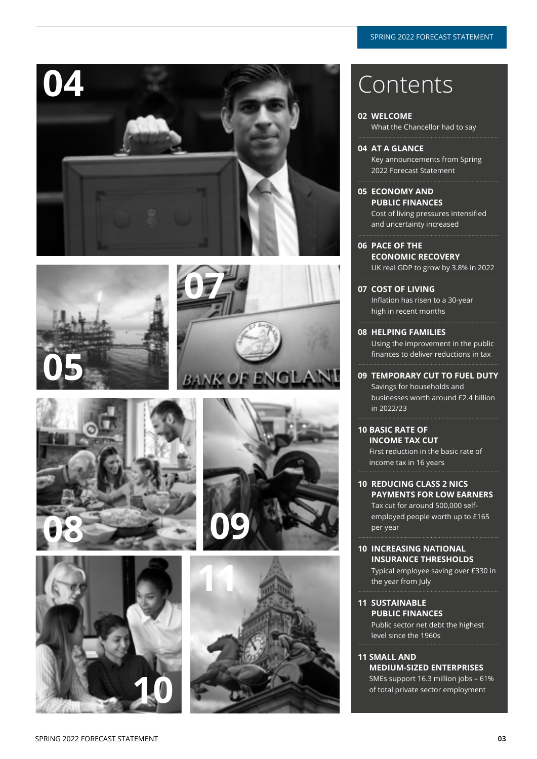# Contents

**02 WELCOME**
What the Chancellor had to say

**04 AT A GLANCE**
Key announcements from Spring 2022 Forecast Statement

**05 ECONOMY AND PUBLIC FINANCES**
Cost of living pressures intensified and uncertainty increased

**06 PACE OF THE ECONOMIC RECOVERY**
UK real GDP to grow by 3.8% in 2022

**07 COST OF LIVING**
Inflation has risen to a 30-year high in recent months

**08 HELPING FAMILIES**
Using the improvement in the public finances to deliver reductions in tax

**09 TEMPORARY CUT TO FUEL DUTY**
Savings for households and businesses worth around £2.4 billion in 2022/23

**10 BASIC RATE OF INCOME TAX CUT**
First reduction in the basic rate of income tax in 16 years

**10 REDUCING CLASS 2 NICS PAYMENTS FOR LOW EARNERS**
Tax cut for around 500,000 self-employed people worth up to £165 per year

**10 INCREASING NATIONAL INSURANCE THRESHOLDS**
Typical employee saving over £330 in the year from July

**11 SUSTAINABLE PUBLIC FINANCES**
Public sector net debt the highest level since the 1960s

**11 SMALL AND MEDIUM-SIZED ENTERPRISES**
SMEs support 16.3 million jobs – 61% of total private sector employment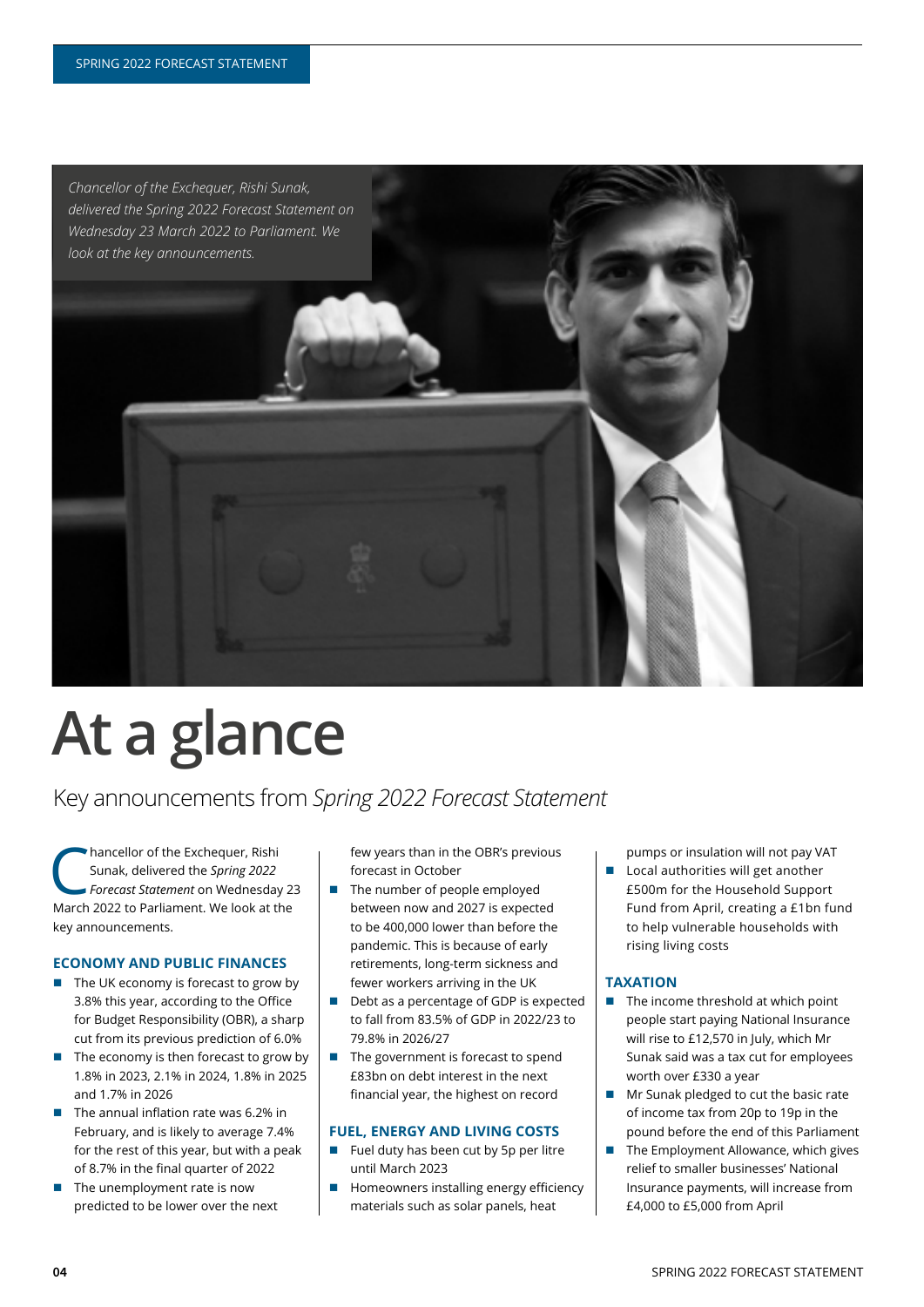*Chancellor of the Exchequer, Rishi Sunak, delivered the Spring 2022 Forecast Statement on Wednesday 23 March 2022 to Parliament. We look at the key announcements.*

# At a glance

## Key announcements from *Spring 2022 Forecast Statement*

Chancellor of the Exchequer, Rishi Sunak, delivered the *Spring 2022 Forecast Statement* on Wednesday 23 March 2022 to Parliament. We look at the key announcements.

### ECONOMY AND PUBLIC FINANCES

- The UK economy is forecast to grow by 3.8% this year, according to the Office for Budget Responsibility (OBR), a sharp cut from its previous prediction of 6.0%
- The economy is then forecast to grow by 1.8% in 2023, 2.1% in 2024, 1.8% in 2025 and 1.7% in 2026
- The annual inflation rate was 6.2% in February, and is likely to average 7.4% for the rest of this year, but with a peak of 8.7% in the final quarter of 2022
- The unemployment rate is now predicted to be lower over the next few years than in the OBR's previous forecast in October
- The number of people employed between now and 2027 is expected to be 400,000 lower than before the pandemic. This is because of early retirements, long-term sickness and fewer workers arriving in the UK
- Debt as a percentage of GDP is expected to fall from 83.5% of GDP in 2022/23 to 79.8% in 2026/27
- The government is forecast to spend £83bn on debt interest in the next financial year, the highest on record

### FUEL, ENERGY AND LIVING COSTS

- Fuel duty has been cut by 5p per litre until March 2023
- Homeowners installing energy efficiency materials such as solar panels, heat pumps or insulation will not pay VAT
- Local authorities will get another £500m for the Household Support Fund from April, creating a £1bn fund to help vulnerable households with rising living costs

### TAXATION

- The income threshold at which point people start paying National Insurance will rise to £12,570 in July, which Mr Sunak said was a tax cut for employees worth over £330 a year
- Mr Sunak pledged to cut the basic rate of income tax from 20p to 19p in the pound before the end of this Parliament
- The Employment Allowance, which gives relief to smaller businesses' National Insurance payments, will increase from £4,000 to £5,000 from April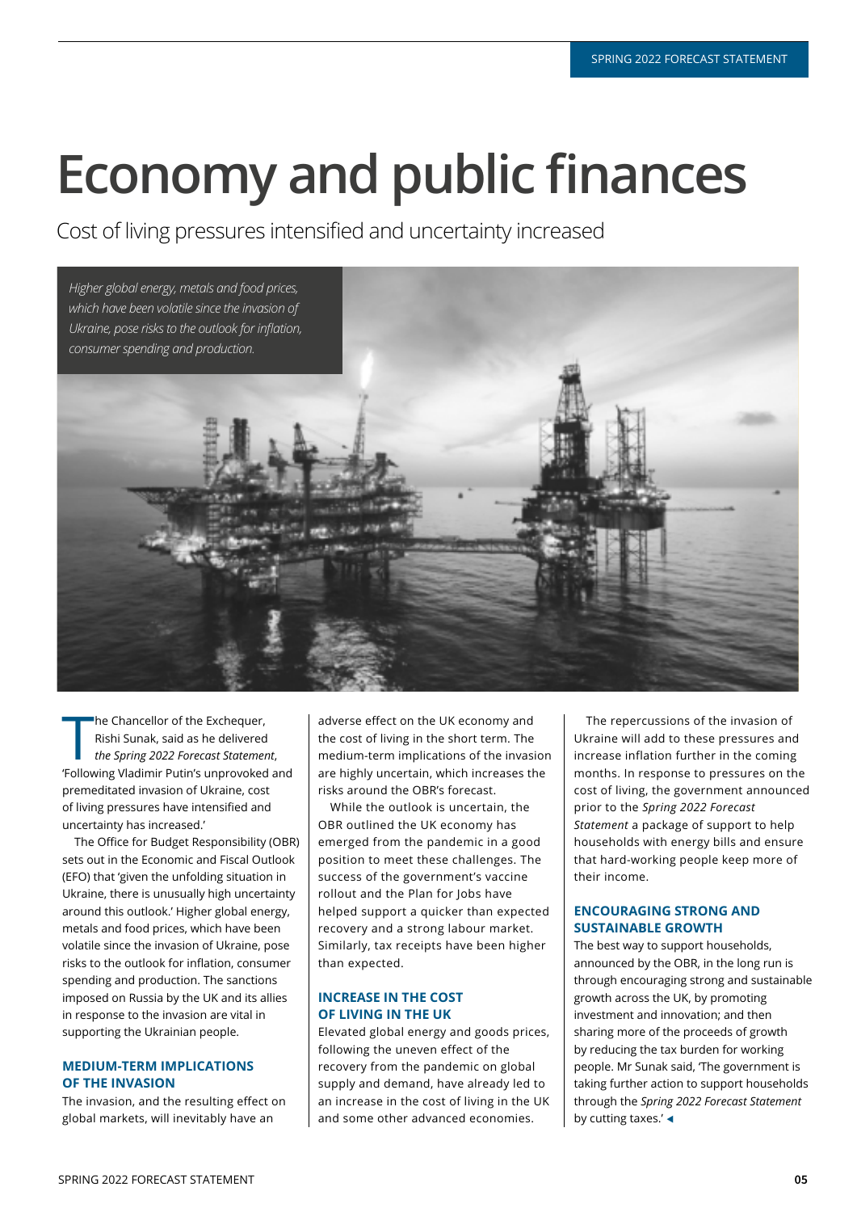# Economy and public finances

Cost of living pressures intensified and uncertainty increased

*Higher global energy, metals and food prices, which have been volatile since the invasion of Ukraine, pose risks to the outlook for inflation, consumer spending and production.*

The Chancellor of the Exchequer, Rishi Sunak, said as he delivered *the Spring 2022 Forecast Statement*, 'Following Vladimir Putin's unprovoked and premeditated invasion of Ukraine, cost of living pressures have intensified and uncertainty has increased.'

The Office for Budget Responsibility (OBR) sets out in the Economic and Fiscal Outlook (EFO) that 'given the unfolding situation in Ukraine, there is unusually high uncertainty around this outlook.' Higher global energy, metals and food prices, which have been volatile since the invasion of Ukraine, pose risks to the outlook for inflation, consumer spending and production. The sanctions imposed on Russia by the UK and its allies in response to the invasion are vital in supporting the Ukrainian people.

### MEDIUM-TERM IMPLICATIONS OF THE INVASION

The invasion, and the resulting effect on global markets, will inevitably have an adverse effect on the UK economy and the cost of living in the short term. The medium-term implications of the invasion are highly uncertain, which increases the risks around the OBR's forecast.

While the outlook is uncertain, the OBR outlined the UK economy has emerged from the pandemic in a good position to meet these challenges. The success of the government's vaccine rollout and the Plan for Jobs have helped support a quicker than expected recovery and a strong labour market. Similarly, tax receipts have been higher than expected.

### INCREASE IN THE COST OF LIVING IN THE UK

Elevated global energy and goods prices, following the uneven effect of the recovery from the pandemic on global supply and demand, have already led to an increase in the cost of living in the UK and some other advanced economies.

The repercussions of the invasion of Ukraine will add to these pressures and increase inflation further in the coming months. In response to pressures on the cost of living, the government announced prior to the *Spring 2022 Forecast Statement* a package of support to help households with energy bills and ensure that hard-working people keep more of their income.

### ENCOURAGING STRONG AND SUSTAINABLE GROWTH

The best way to support households, announced by the OBR, in the long run is through encouraging strong and sustainable growth across the UK, by promoting investment and innovation; and then sharing more of the proceeds of growth by reducing the tax burden for working people. Mr Sunak said, 'The government is taking further action to support households through the *Spring 2022 Forecast Statement* by cutting taxes.' ◂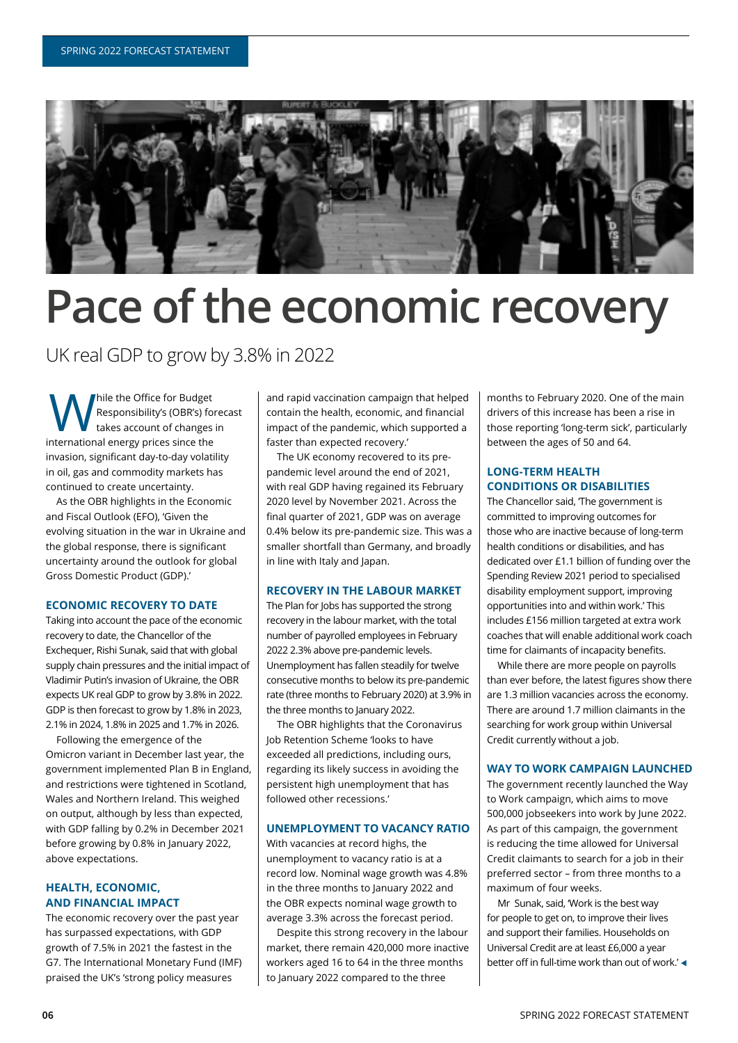# Pace of the economic recovery

## UK real GDP to grow by 3.8% in 2022

While the Office for Budget Responsibility's (OBR's) forecast takes account of changes in international energy prices since the invasion, significant day-to-day volatility in oil, gas and commodity markets has continued to create uncertainty.

As the OBR highlights in the Economic and Fiscal Outlook (EFO), 'Given the evolving situation in the war in Ukraine and the global response, there is significant uncertainty around the outlook for global Gross Domestic Product (GDP).'

### ECONOMIC RECOVERY TO DATE

Taking into account the pace of the economic recovery to date, the Chancellor of the Exchequer, Rishi Sunak, said that with global supply chain pressures and the initial impact of Vladimir Putin's invasion of Ukraine, the OBR expects UK real GDP to grow by 3.8% in 2022. GDP is then forecast to grow by 1.8% in 2023, 2.1% in 2024, 1.8% in 2025 and 1.7% in 2026.

Following the emergence of the Omicron variant in December last year, the government implemented Plan B in England, and restrictions were tightened in Scotland, Wales and Northern Ireland. This weighed on output, although by less than expected, with GDP falling by 0.2% in December 2021 before growing by 0.8% in January 2022, above expectations.

### HEALTH, ECONOMIC, AND FINANCIAL IMPACT

The economic recovery over the past year has surpassed expectations, with GDP growth of 7.5% in 2021 the fastest in the G7. The International Monetary Fund (IMF) praised the UK's 'strong policy measures and rapid vaccination campaign that helped contain the health, economic, and financial impact of the pandemic, which supported a faster than expected recovery.'

The UK economy recovered to its pre-pandemic level around the end of 2021, with real GDP having regained its February 2020 level by November 2021. Across the final quarter of 2021, GDP was on average 0.4% below its pre-pandemic size. This was a smaller shortfall than Germany, and broadly in line with Italy and Japan.

### RECOVERY IN THE LABOUR MARKET

The Plan for Jobs has supported the strong recovery in the labour market, with the total number of payrolled employees in February 2022 2.3% above pre-pandemic levels. Unemployment has fallen steadily for twelve consecutive months to below its pre-pandemic rate (three months to February 2020) at 3.9% in the three months to January 2022.

The OBR highlights that the Coronavirus Job Retention Scheme 'looks to have exceeded all predictions, including ours, regarding its likely success in avoiding the persistent high unemployment that has followed other recessions.'

### UNEMPLOYMENT TO VACANCY RATIO

With vacancies at record highs, the unemployment to vacancy ratio is at a record low. Nominal wage growth was 4.8% in the three months to January 2022 and the OBR expects nominal wage growth to average 3.3% across the forecast period.

Despite this strong recovery in the labour market, there remain 420,000 more inactive workers aged 16 to 64 in the three months to January 2022 compared to the three months to February 2020. One of the main drivers of this increase has been a rise in those reporting 'long-term sick', particularly between the ages of 50 and 64.

### LONG-TERM HEALTH CONDITIONS OR DISABILITIES

The Chancellor said, 'The government is committed to improving outcomes for those who are inactive because of long-term health conditions or disabilities, and has dedicated over £1.1 billion of funding over the Spending Review 2021 period to specialised disability employment support, improving opportunities into and within work.' This includes £156 million targeted at extra work coaches that will enable additional work coach time for claimants of incapacity benefits.

While there are more people on payrolls than ever before, the latest figures show there are 1.3 million vacancies across the economy. There are around 1.7 million claimants in the searching for work group within Universal Credit currently without a job.

### WAY TO WORK CAMPAIGN LAUNCHED

The government recently launched the Way to Work campaign, which aims to move 500,000 jobseekers into work by June 2022. As part of this campaign, the government is reducing the time allowed for Universal Credit claimants to search for a job in their preferred sector – from three months to a maximum of four weeks.

Mr Sunak, said, 'Work is the best way for people to get on, to improve their lives and support their families. Households on Universal Credit are at least £6,000 a year better off in full-time work than out of work.'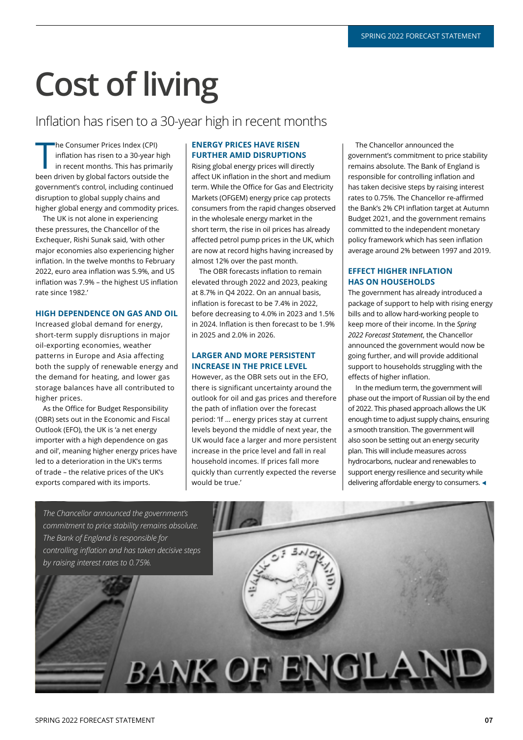# Cost of living

## Inflation has risen to a 30-year high in recent months

The Consumer Prices Index (CPI) inflation has risen to a 30-year high in recent months. This has primarily been driven by global factors outside the government's control, including continued disruption to global supply chains and higher global energy and commodity prices.

The UK is not alone in experiencing these pressures, the Chancellor of the Exchequer, Rishi Sunak said, 'with other major economies also experiencing higher inflation. In the twelve months to February 2022, euro area inflation was 5.9%, and US inflation was 7.9% – the highest US inflation rate since 1982.'

### HIGH DEPENDENCE ON GAS AND OIL

Increased global demand for energy, short-term supply disruptions in major oil-exporting economies, weather patterns in Europe and Asia affecting both the supply of renewable energy and the demand for heating, and lower gas storage balances have all contributed to higher prices.

As the Office for Budget Responsibility (OBR) sets out in the Economic and Fiscal Outlook (EFO), the UK is 'a net energy importer with a high dependence on gas and oil', meaning higher energy prices have led to a deterioration in the UK's terms of trade – the relative prices of the UK's exports compared with its imports.

### ENERGY PRICES HAVE RISEN FURTHER AMID DISRUPTIONS

Rising global energy prices will directly affect UK inflation in the short and medium term. While the Office for Gas and Electricity Markets (OFGEM) energy price cap protects consumers from the rapid changes observed in the wholesale energy market in the short term, the rise in oil prices has already affected petrol pump prices in the UK, which are now at record highs having increased by almost 12% over the past month.

The OBR forecasts inflation to remain elevated through 2022 and 2023, peaking at 8.7% in Q4 2022. On an annual basis, inflation is forecast to be 7.4% in 2022, before decreasing to 4.0% in 2023 and 1.5% in 2024. Inflation is then forecast to be 1.9% in 2025 and 2.0% in 2026.

### LARGER AND MORE PERSISTENT INCREASE IN THE PRICE LEVEL

However, as the OBR sets out in the EFO, there is significant uncertainty around the outlook for oil and gas prices and therefore the path of inflation over the forecast period: 'If … energy prices stay at current levels beyond the middle of next year, the UK would face a larger and more persistent increase in the price level and fall in real household incomes. If prices fall more quickly than currently expected the reverse would be true.'

The Chancellor announced the government's commitment to price stability remains absolute. The Bank of England is responsible for controlling inflation and has taken decisive steps by raising interest rates to 0.75%. The Chancellor re-affirmed the Bank's 2% CPI inflation target at Autumn Budget 2021, and the government remains committed to the independent monetary policy framework which has seen inflation average around 2% between 1997 and 2019.

### EFFECT HIGHER INFLATION HAS ON HOUSEHOLDS

The government has already introduced a package of support to help with rising energy bills and to allow hard-working people to keep more of their income. In the *Spring 2022 Forecast Statement*, the Chancellor announced the government would now be going further, and will provide additional support to households struggling with the effects of higher inflation.

In the medium term, the government will phase out the import of Russian oil by the end of 2022. This phased approach allows the UK enough time to adjust supply chains, ensuring a smooth transition. The government will also soon be setting out an energy security plan. This will include measures across hydrocarbons, nuclear and renewables to support energy resilience and security while delivering affordable energy to consumers.

*The Chancellor announced the government's commitment to price stability remains absolute. The Bank of England is responsible for controlling inflation and has taken decisive steps by raising interest rates to 0.75%.*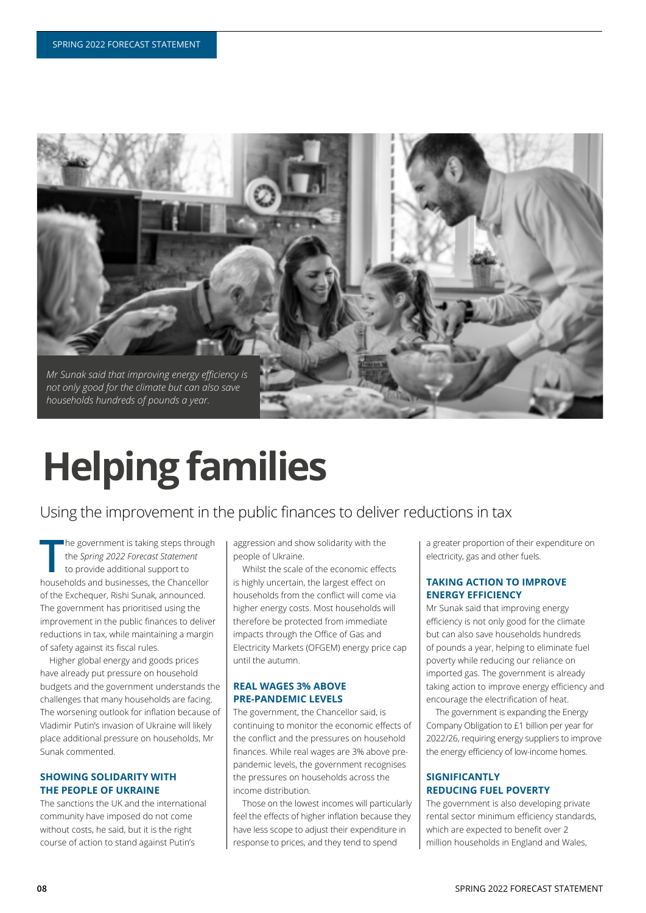*Mr Sunak said that improving energy efficiency is not only good for the climate but can also save households hundreds of pounds a year.*

# Helping families

Using the improvement in the public finances to deliver reductions in tax

The government is taking steps through the *Spring 2022 Forecast Statement* to provide additional support to households and businesses, the Chancellor of the Exchequer, Rishi Sunak, announced. The government has prioritised using the improvement in the public finances to deliver reductions in tax, while maintaining a margin of safety against its fiscal rules.

Higher global energy and goods prices have already put pressure on household budgets and the government understands the challenges that many households are facing. The worsening outlook for inflation because of Vladimir Putin's invasion of Ukraine will likely place additional pressure on households, Mr Sunak commented.

## SHOWING SOLIDARITY WITH THE PEOPLE OF UKRAINE

The sanctions the UK and the international community have imposed do not come without costs, he said, but it is the right course of action to stand against Putin's aggression and show solidarity with the people of Ukraine.

Whilst the scale of the economic effects is highly uncertain, the largest effect on households from the conflict will come via higher energy costs. Most households will therefore be protected from immediate impacts through the Office of Gas and Electricity Markets (OFGEM) energy price cap until the autumn.

## REAL WAGES 3% ABOVE PRE-PANDEMIC LEVELS

The government, the Chancellor said, is continuing to monitor the economic effects of the conflict and the pressures on household finances. While real wages are 3% above pre-pandemic levels, the government recognises the pressures on households across the income distribution.

Those on the lowest incomes will particularly feel the effects of higher inflation because they have less scope to adjust their expenditure in response to prices, and they tend to spend a greater proportion of their expenditure on electricity, gas and other fuels.

## TAKING ACTION TO IMPROVE ENERGY EFFICIENCY

Mr Sunak said that improving energy efficiency is not only good for the climate but can also save households hundreds of pounds a year, helping to eliminate fuel poverty while reducing our reliance on imported gas. The government is already taking action to improve energy efficiency and encourage the electrification of heat.

The government is expanding the Energy Company Obligation to £1 billion per year for 2022/26, requiring energy suppliers to improve the energy efficiency of low-income homes.

## SIGNIFICANTLY REDUCING FUEL POVERTY

The government is also developing private rental sector minimum efficiency standards, which are expected to benefit over 2 million households in England and Wales,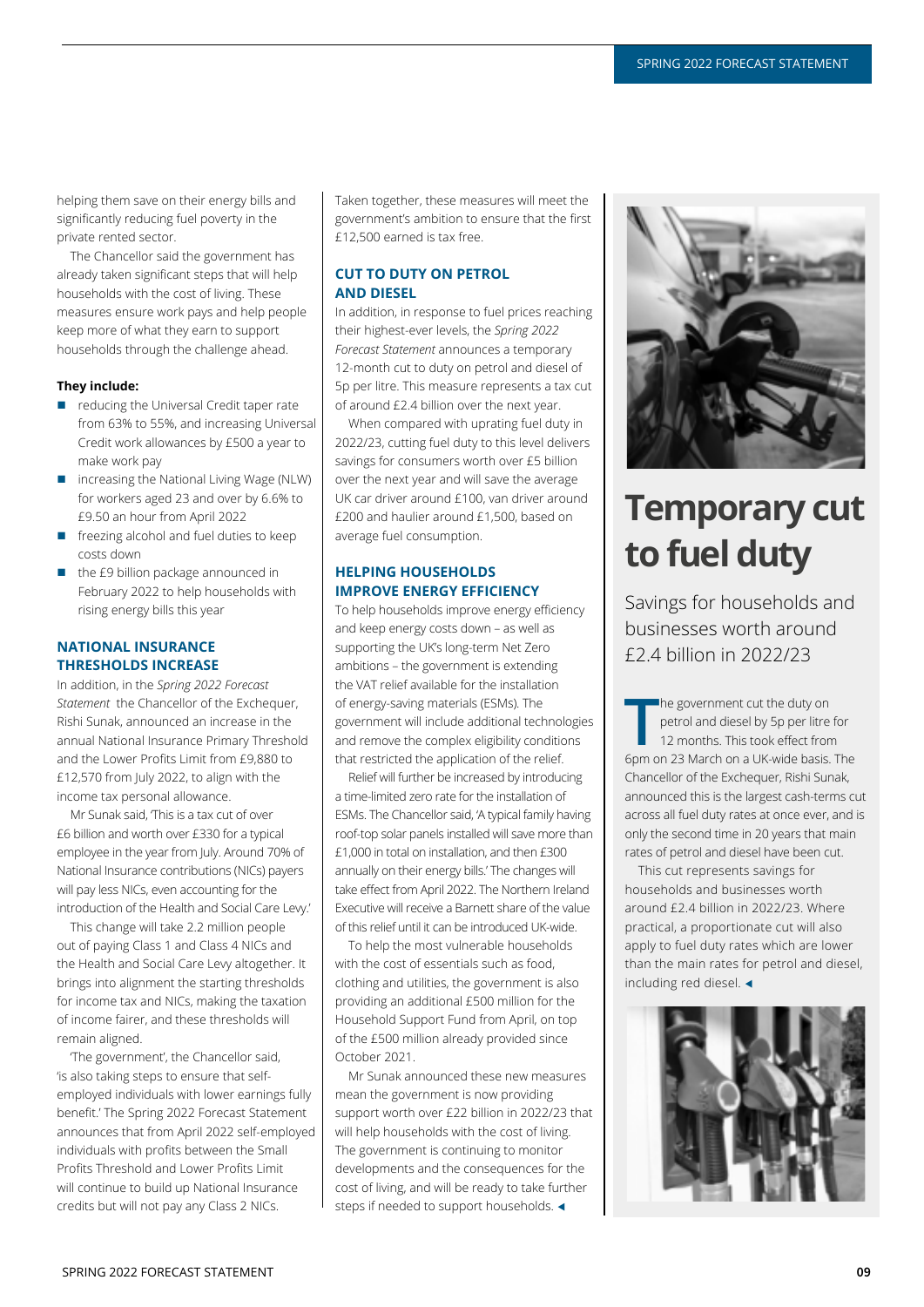helping them save on their energy bills and significantly reducing fuel poverty in the private rented sector.

The Chancellor said the government has already taken significant steps that will help households with the cost of living. These measures ensure work pays and help people keep more of what they earn to support households through the challenge ahead.

**They include:**

- reducing the Universal Credit taper rate from 63% to 55%, and increasing Universal Credit work allowances by £500 a year to make work pay
- increasing the National Living Wage (NLW) for workers aged 23 and over by 6.6% to £9.50 an hour from April 2022
- freezing alcohol and fuel duties to keep costs down
- the £9 billion package announced in February 2022 to help households with rising energy bills this year

### NATIONAL INSURANCE THRESHOLDS INCREASE

In addition, in the *Spring 2022 Forecast Statement* the Chancellor of the Exchequer, Rishi Sunak, announced an increase in the annual National Insurance Primary Threshold and the Lower Profits Limit from £9,880 to £12,570 from July 2022, to align with the income tax personal allowance.

Mr Sunak said, 'This is a tax cut of over £6 billion and worth over £330 for a typical employee in the year from July. Around 70% of National Insurance contributions (NICs) payers will pay less NICs, even accounting for the introduction of the Health and Social Care Levy.'

This change will take 2.2 million people out of paying Class 1 and Class 4 NICs and the Health and Social Care Levy altogether. It brings into alignment the starting thresholds for income tax and NICs, making the taxation of income fairer, and these thresholds will remain aligned.

'The government', the Chancellor said, 'is also taking steps to ensure that self-employed individuals with lower earnings fully benefit.' The Spring 2022 Forecast Statement announces that from April 2022 self-employed individuals with profits between the Small Profits Threshold and Lower Profits Limit will continue to build up National Insurance credits but will not pay any Class 2 NICs.

Taken together, these measures will meet the government's ambition to ensure that the first £12,500 earned is tax free.

### CUT TO DUTY ON PETROL AND DIESEL

In addition, in response to fuel prices reaching their highest-ever levels, the *Spring 2022 Forecast Statement* announces a temporary 12-month cut to duty on petrol and diesel of 5p per litre. This measure represents a tax cut of around £2.4 billion over the next year.

When compared with uprating fuel duty in 2022/23, cutting fuel duty to this level delivers savings for consumers worth over £5 billion over the next year and will save the average UK car driver around £100, van driver around £200 and haulier around £1,500, based on average fuel consumption.

### HELPING HOUSEHOLDS IMPROVE ENERGY EFFICIENCY

To help households improve energy efficiency and keep energy costs down – as well as supporting the UK's long-term Net Zero ambitions – the government is extending the VAT relief available for the installation of energy-saving materials (ESMs). The government will include additional technologies and remove the complex eligibility conditions that restricted the application of the relief.

Relief will further be increased by introducing a time-limited zero rate for the installation of ESMs. The Chancellor said, 'A typical family having roof-top solar panels installed will save more than £1,000 in total on installation, and then £300 annually on their energy bills.' The changes will take effect from April 2022. The Northern Ireland Executive will receive a Barnett share of the value of this relief until it can be introduced UK-wide.

To help the most vulnerable households with the cost of essentials such as food, clothing and utilities, the government is also providing an additional £500 million for the Household Support Fund from April, on top of the £500 million already provided since October 2021.

Mr Sunak announced these new measures mean the government is now providing support worth over £22 billion in 2022/23 that will help households with the cost of living. The government is continuing to monitor developments and the consequences for the cost of living, and will be ready to take further steps if needed to support households. ◂

## Temporary cut to fuel duty

Savings for households and businesses worth around £2.4 billion in 2022/23

The government cut the duty on petrol and diesel by 5p per litre for 12 months. This took effect from 6pm on 23 March on a UK-wide basis. The Chancellor of the Exchequer, Rishi Sunak, announced this is the largest cash-terms cut across all fuel duty rates at once ever, and is only the second time in 20 years that main rates of petrol and diesel have been cut.

This cut represents savings for households and businesses worth around £2.4 billion in 2022/23. Where practical, a proportionate cut will also apply to fuel duty rates which are lower than the main rates for petrol and diesel, including red diesel. ◂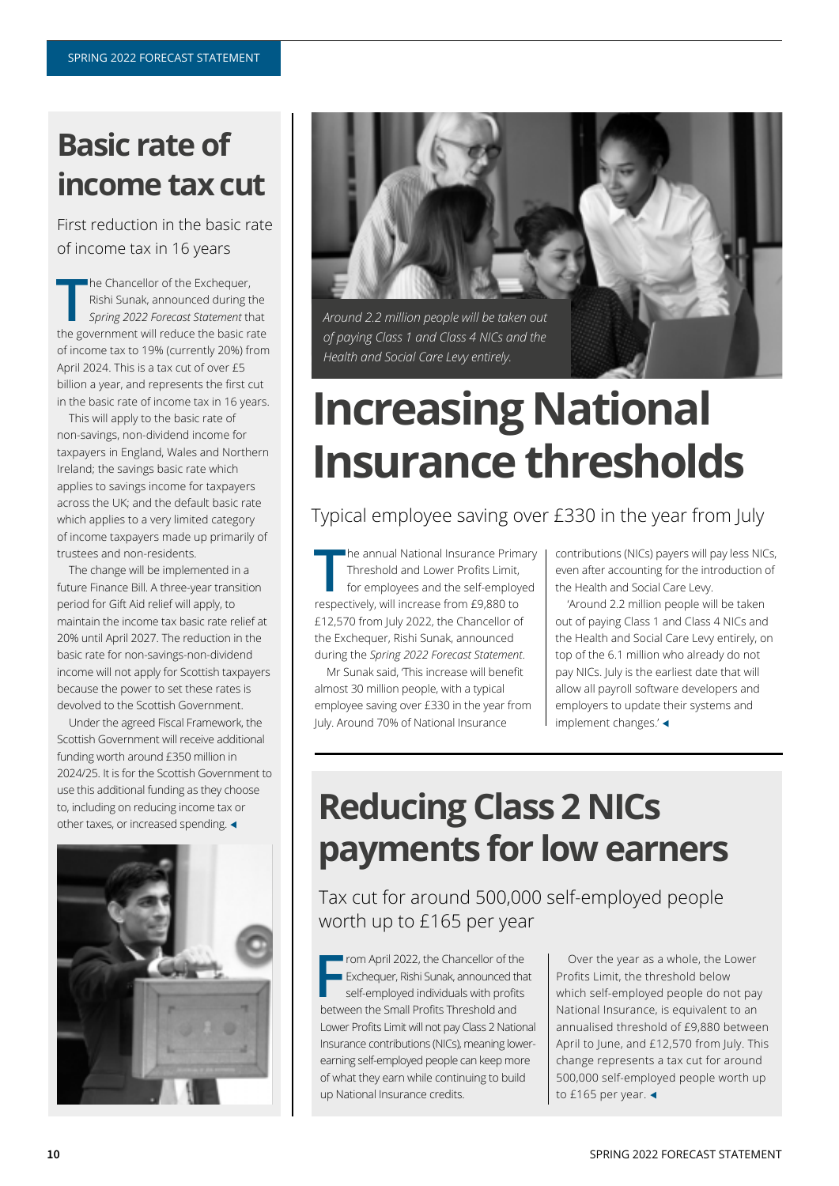## Basic rate of income tax cut

First reduction in the basic rate of income tax in 16 years

The Chancellor of the Exchequer, Rishi Sunak, announced during the *Spring 2022 Forecast Statement* that the government will reduce the basic rate of income tax to 19% (currently 20%) from April 2024. This is a tax cut of over £5 billion a year, and represents the first cut in the basic rate of income tax in 16 years.

This will apply to the basic rate of non-savings, non-dividend income for taxpayers in England, Wales and Northern Ireland; the savings basic rate which applies to savings income for taxpayers across the UK; and the default basic rate which applies to a very limited category of income taxpayers made up primarily of trustees and non-residents.

The change will be implemented in a future Finance Bill. A three-year transition period for Gift Aid relief will apply, to maintain the income tax basic rate relief at 20% until April 2027. The reduction in the basic rate for non-savings-non-dividend income will not apply for Scottish taxpayers because the power to set these rates is devolved to the Scottish Government.

Under the agreed Fiscal Framework, the Scottish Government will receive additional funding worth around £350 million in 2024/25. It is for the Scottish Government to use this additional funding as they choose to, including on reducing income tax or other taxes, or increased spending. ◂

*Around 2.2 million people will be taken out of paying Class 1 and Class 4 NICs and the Health and Social Care Levy entirely.*

## Increasing National Insurance thresholds

Typical employee saving over £330 in the year from July

The annual National Insurance Primary Threshold and Lower Profits Limit, for employees and the self-employed respectively, will increase from £9,880 to £12,570 from July 2022, the Chancellor of the Exchequer, Rishi Sunak, announced during the *Spring 2022 Forecast Statement*.

Mr Sunak said, 'This increase will benefit almost 30 million people, with a typical employee saving over £330 in the year from July. Around 70% of National Insurance contributions (NICs) payers will pay less NICs, even after accounting for the introduction of the Health and Social Care Levy.

'Around 2.2 million people will be taken out of paying Class 1 and Class 4 NICs and the Health and Social Care Levy entirely, on top of the 6.1 million who already do not pay NICs. July is the earliest date that will allow all payroll software developers and employers to update their systems and implement changes.' ◂

## Reducing Class 2 NICs payments for low earners

Tax cut for around 500,000 self-employed people worth up to £165 per year

From April 2022, the Chancellor of the Exchequer, Rishi Sunak, announced that self-employed individuals with profits between the Small Profits Threshold and Lower Profits Limit will not pay Class 2 National Insurance contributions (NICs), meaning lower-earning self-employed people can keep more of what they earn while continuing to build up National Insurance credits.

Over the year as a whole, the Lower Profits Limit, the threshold below which self-employed people do not pay National Insurance, is equivalent to an annualised threshold of £9,880 between April to June, and £12,570 from July. This change represents a tax cut for around 500,000 self-employed people worth up to £165 per year. ◂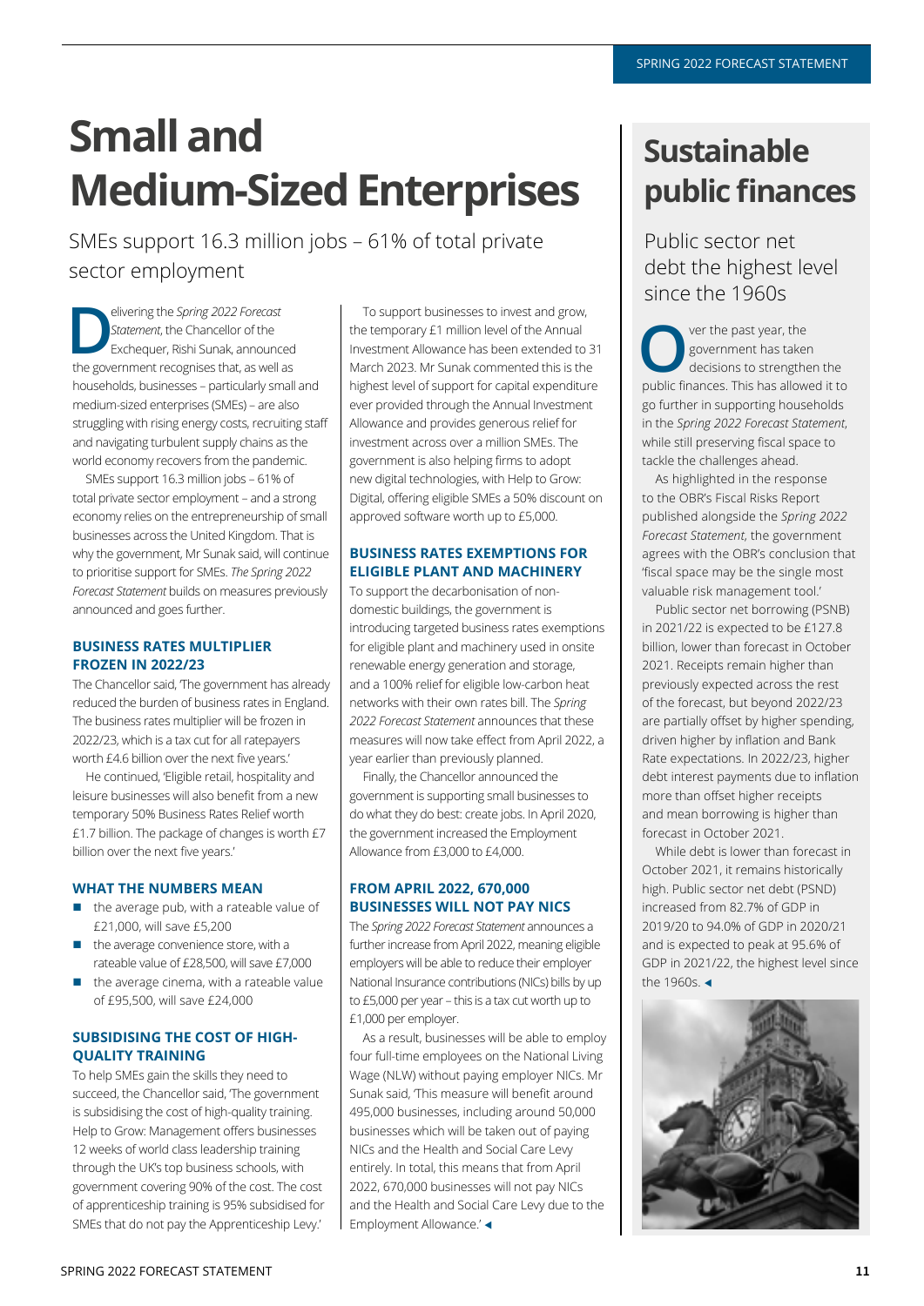# Small and Medium-Sized Enterprises

SMEs support 16.3 million jobs – 61% of total private sector employment

Delivering the *Spring 2022 Forecast Statement*, the Chancellor of the Exchequer, Rishi Sunak, announced the government recognises that, as well as households, businesses – particularly small and medium-sized enterprises (SMEs) – are also struggling with rising energy costs, recruiting staff and navigating turbulent supply chains as the world economy recovers from the pandemic.

SMEs support 16.3 million jobs – 61% of total private sector employment – and a strong economy relies on the entrepreneurship of small businesses across the United Kingdom. That is why the government, Mr Sunak said, will continue to prioritise support for SMEs. *The Spring 2022 Forecast Statement* builds on measures previously announced and goes further.

### BUSINESS RATES MULTIPLIER FROZEN IN 2022/23

The Chancellor said, 'The government has already reduced the burden of business rates in England. The business rates multiplier will be frozen in 2022/23, which is a tax cut for all ratepayers worth £4.6 billion over the next five years.'

He continued, 'Eligible retail, hospitality and leisure businesses will also benefit from a new temporary 50% Business Rates Relief worth £1.7 billion. The package of changes is worth £7 billion over the next five years.'

### WHAT THE NUMBERS MEAN

- the average pub, with a rateable value of £21,000, will save £5,200
- the average convenience store, with a rateable value of £28,500, will save £7,000
- the average cinema, with a rateable value of £95,500, will save £24,000

### SUBSIDISING THE COST OF HIGH-QUALITY TRAINING

To help SMEs gain the skills they need to succeed, the Chancellor said, 'The government is subsidising the cost of high-quality training. Help to Grow: Management offers businesses 12 weeks of world class leadership training through the UK's top business schools, with government covering 90% of the cost. The cost of apprenticeship training is 95% subsidised for SMEs that do not pay the Apprenticeship Levy.'

To support businesses to invest and grow, the temporary £1 million level of the Annual Investment Allowance has been extended to 31 March 2023. Mr Sunak commented this is the highest level of support for capital expenditure ever provided through the Annual Investment Allowance and provides generous relief for investment across over a million SMEs. The government is also helping firms to adopt new digital technologies, with Help to Grow: Digital, offering eligible SMEs a 50% discount on approved software worth up to £5,000.

### BUSINESS RATES EXEMPTIONS FOR ELIGIBLE PLANT AND MACHINERY

To support the decarbonisation of non-domestic buildings, the government is introducing targeted business rates exemptions for eligible plant and machinery used in onsite renewable energy generation and storage, and a 100% relief for eligible low-carbon heat networks with their own rates bill. The *Spring 2022 Forecast Statement* announces that these measures will now take effect from April 2022, a year earlier than previously planned.

Finally, the Chancellor announced the government is supporting small businesses to do what they do best: create jobs. In April 2020, the government increased the Employment Allowance from £3,000 to £4,000.

### FROM APRIL 2022, 670,000 BUSINESSES WILL NOT PAY NICS

The *Spring 2022 Forecast Statement* announces a further increase from April 2022, meaning eligible employers will be able to reduce their employer National Insurance contributions (NICs) bills by up to £5,000 per year – this is a tax cut worth up to £1,000 per employer.

As a result, businesses will be able to employ four full-time employees on the National Living Wage (NLW) without paying employer NICs. Mr Sunak said, 'This measure will benefit around 495,000 businesses, including around 50,000 businesses which will be taken out of paying NICs and the Health and Social Care Levy entirely. In total, this means that from April 2022, 670,000 businesses will not pay NICs and the Health and Social Care Levy due to the Employment Allowance.'

# Sustainable public finances

Public sector net debt the highest level since the 1960s

Over the past year, the government has taken decisions to strengthen the public finances. This has allowed it to go further in supporting households in the *Spring 2022 Forecast Statement*, while still preserving fiscal space to tackle the challenges ahead.

As highlighted in the response to the OBR's Fiscal Risks Report published alongside the *Spring 2022 Forecast Statement*, the government agrees with the OBR's conclusion that 'fiscal space may be the single most valuable risk management tool.'

Public sector net borrowing (PSNB) in 2021/22 is expected to be £127.8 billion, lower than forecast in October 2021. Receipts remain higher than previously expected across the rest of the forecast, but beyond 2022/23 are partially offset by higher spending, driven higher by inflation and Bank Rate expectations. In 2022/23, higher debt interest payments due to inflation more than offset higher receipts and mean borrowing is higher than forecast in October 2021.

While debt is lower than forecast in October 2021, it remains historically high. Public sector net debt (PSND) increased from 82.7% of GDP in 2019/20 to 94.0% of GDP in 2020/21 and is expected to peak at 95.6% of GDP in 2021/22, the highest level since the 1960s.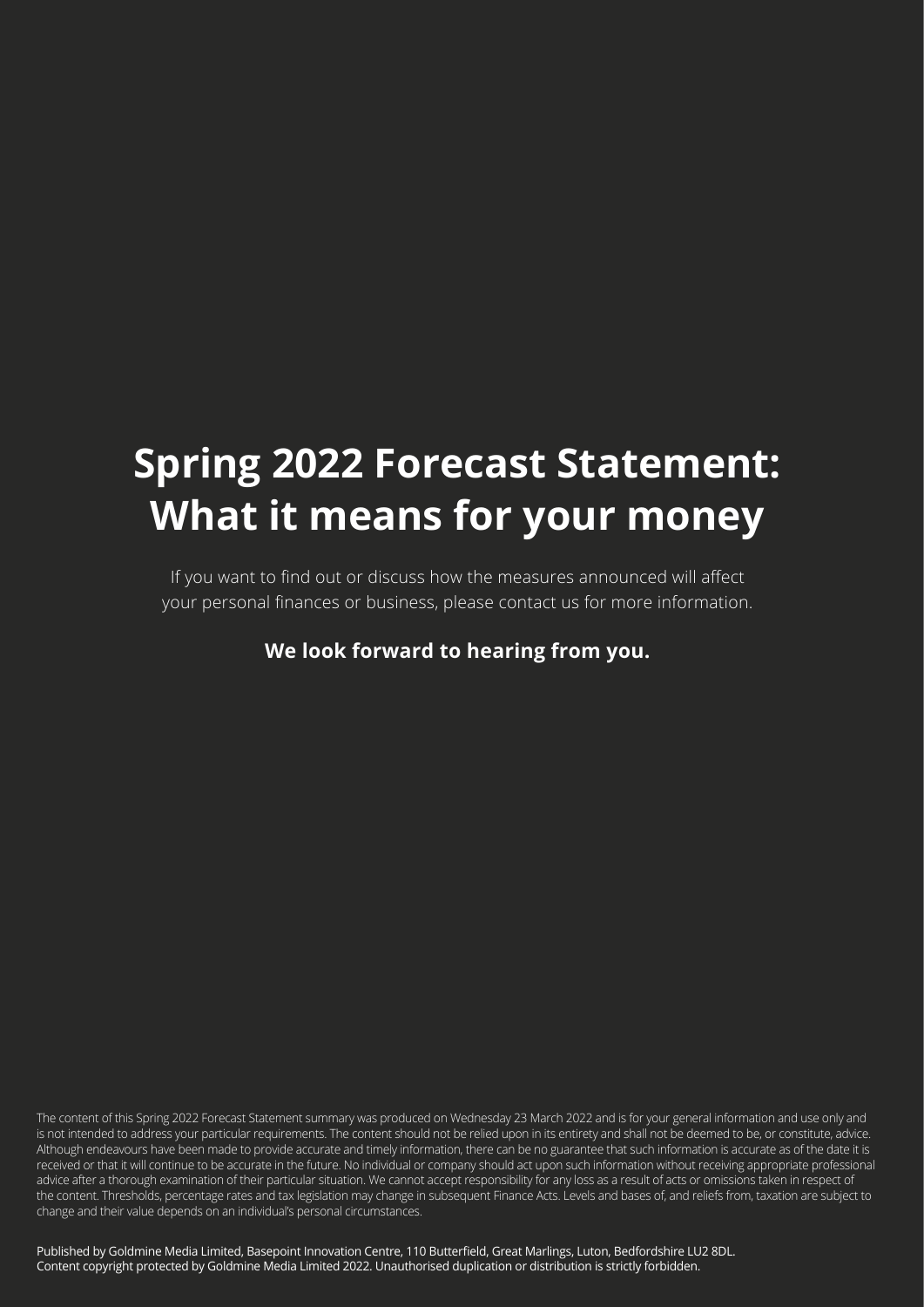# Spring 2022 Forecast Statement: What it means for your money

If you want to find out or discuss how the measures announced will affect your personal finances or business, please contact us for more information.

**We look forward to hearing from you.**

The content of this Spring 2022 Forecast Statement summary was produced on Wednesday 23 March 2022 and is for your general information and use only and is not intended to address your particular requirements. The content should not be relied upon in its entirety and shall not be deemed to be, or constitute, advice. Although endeavours have been made to provide accurate and timely information, there can be no guarantee that such information is accurate as of the date it is received or that it will continue to be accurate in the future. No individual or company should act upon such information without receiving appropriate professional advice after a thorough examination of their particular situation. We cannot accept responsibility for any loss as a result of acts or omissions taken in respect of the content. Thresholds, percentage rates and tax legislation may change in subsequent Finance Acts. Levels and bases of, and reliefs from, taxation are subject to change and their value depends on an individual's personal circumstances.

Published by Goldmine Media Limited, Basepoint Innovation Centre, 110 Butterfield, Great Marlings, Luton, Bedfordshire LU2 8DL.
Content copyright protected by Goldmine Media Limited 2022. Unauthorised duplication or distribution is strictly forbidden.